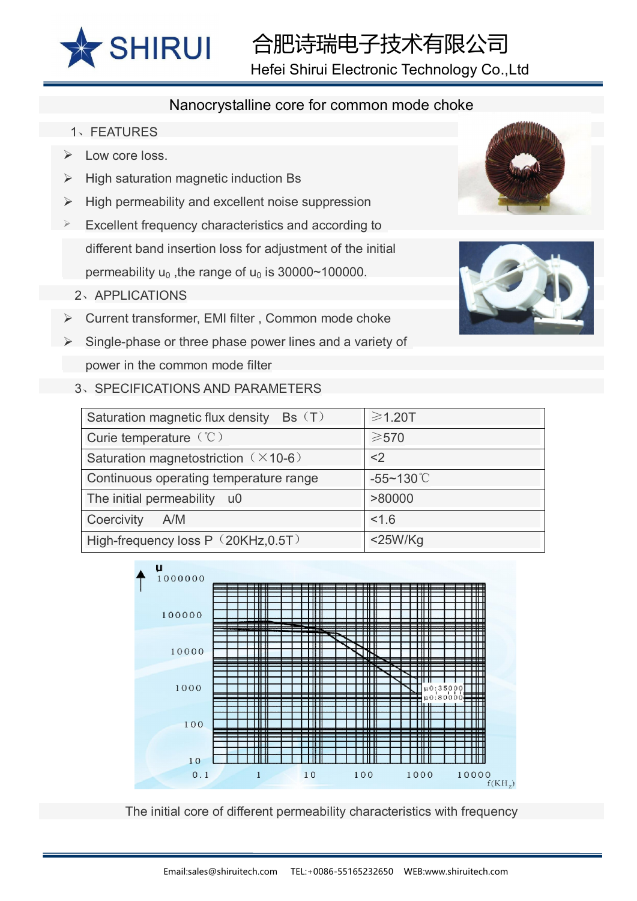# 合肥诗瑞电子技术有限公司

Hefei Shirui Electronic Technology Co.,Ltd

## Nanocrystalline core for common mode choke

### 1、FEATURES

- Low core loss.
- High saturation magnetic induction Bs
- High permeability and excellent noise suppression
- Excellent frequency characteristics and according to different band insertion loss for adjustment of the initial permeability $u_0$ ,the range of $u_0$ is 30000~100000.

### 2、APPLICATIONS

- Current transformer, EMI filter , Common mode choke
- Single-phase or three phase power lines and a variety of power in the common mode filter

### 3、SPECIFICATIONS AND PARAMETERS

| Saturation magnetic flux density Bs（T） | ≥1.20T |
|---|---|
| Curie temperature （℃） | ≥570 |
| Saturation magnetostriction （×10-6） | <2 |
| Continuous operating temperature range | -55~130℃ |
| The initial permeability u0 | >80000 |
| Coercivity A/M | <1.6 |
| High-frequency loss P（20KHz,0.5T） | <25W/Kg |

The initial core of different permeability characteristics with frequency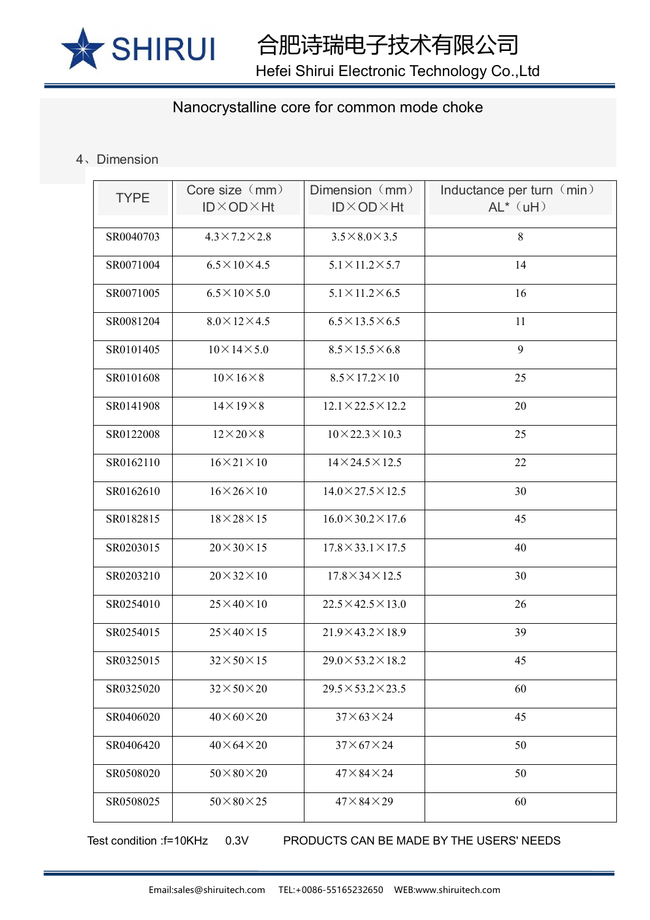# Nanocrystalline core for common mode choke

## 4、Dimension

| TYPE | Core size（mm） ID×OD×Ht | Dimension（mm） ID×OD×Ht | Inductance per turn（min） AL*（uH） |
|---|---|---|---|
| SR0040703 | 4.3×7.2×2.8 | 3.5×8.0×3.5 | 8 |
| SR0071004 | 6.5×10×4.5 | 5.1×11.2×5.7 | 14 |
| SR0071005 | 6.5×10×5.0 | 5.1×11.2×6.5 | 16 |
| SR0081204 | 8.0×12×4.5 | 6.5×13.5×6.5 | 11 |
| SR0101405 | 10×14×5.0 | 8.5×15.5×6.8 | 9 |
| SR0101608 | 10×16×8 | 8.5×17.2×10 | 25 |
| SR0141908 | 14×19×8 | 12.1×22.5×12.2 | 20 |
| SR0122008 | 12×20×8 | 10×22.3×10.3 | 25 |
| SR0162110 | 16×21×10 | 14×24.5×12.5 | 22 |
| SR0162610 | 16×26×10 | 14.0×27.5×12.5 | 30 |
| SR0182815 | 18×28×15 | 16.0×30.2×17.6 | 45 |
| SR0203015 | 20×30×15 | 17.8×33.1×17.5 | 40 |
| SR0203210 | 20×32×10 | 17.8×34×12.5 | 30 |
| SR0254010 | 25×40×10 | 22.5×42.5×13.0 | 26 |
| SR0254015 | 25×40×15 | 21.9×43.2×18.9 | 39 |
| SR0325015 | 32×50×15 | 29.0×53.2×18.2 | 45 |
| SR0325020 | 32×50×20 | 29.5×53.2×23.5 | 60 |
| SR0406020 | 40×60×20 | 37×63×24 | 45 |
| SR0406420 | 40×64×20 | 37×67×24 | 50 |
| SR0508020 | 50×80×20 | 47×84×24 | 50 |
| SR0508025 | 50×80×25 | 47×84×29 | 60 |

Test condition :f=10KHz 0.3V PRODUCTS CAN BE MADE BY THE USERS' NEEDS